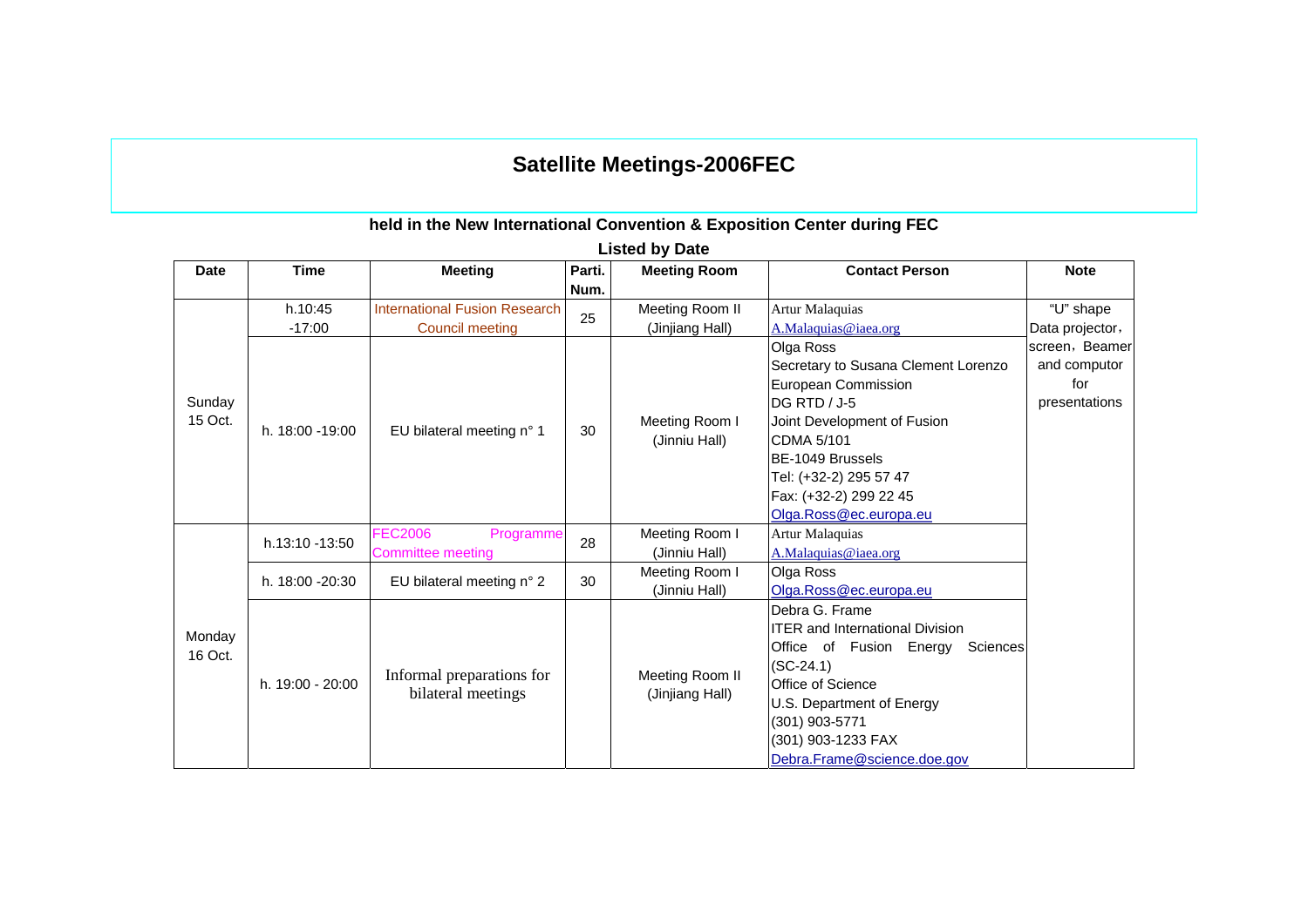# Satellite Meetings-2006FEC

### held in the New International Convention & Exposition Center during FEC

### Listed by Date

| Date | Time | Meeting | Parti. Num. | Meeting Room | Contact Person | Note |
|---|---|---|---|---|---|---|
| Sunday 15 Oct. | h.10:45 -17:00 | International Fusion Research Council meeting | 25 | Meeting Room II (Jinjiang Hall) | Artur Malaquias A.Malaquias@iaea.org | "U" shape Data projector，screen，Beamer and computor for presentations |
| | h. 18:00 -19:00 | EU bilateral meeting n° 1 | 30 | Meeting Room I (Jinniu Hall) | Olga Ross Secretary to Susana Clement Lorenzo European Commission DG RTD / J-5 Joint Development of Fusion CDMA 5/101 BE-1049 Brussels Tel: (+32-2) 295 57 47 Fax: (+32-2) 299 22 45 Olga.Ross@ec.europa.eu | |
| Monday 16 Oct. | h.13:10 -13:50 | FEC2006 Programme Committee meeting | 28 | Meeting Room I (Jinniu Hall) | Artur Malaquias A.Malaquias@iaea.org | |
| | h. 18:00 -20:30 | EU bilateral meeting n° 2 | 30 | Meeting Room I (Jinniu Hall) | Olga Ross Olga.Ross@ec.europa.eu | |
| | h. 19:00 - 20:00 | Informal preparations for bilateral meetings | | Meeting Room II (Jinjiang Hall) | Debra G. Frame ITER and International Division Office of Fusion Energy Sciences (SC-24.1) Office of Science U.S. Department of Energy (301) 903-5771 (301) 903-1233 FAX Debra.Frame@science.doe.gov | |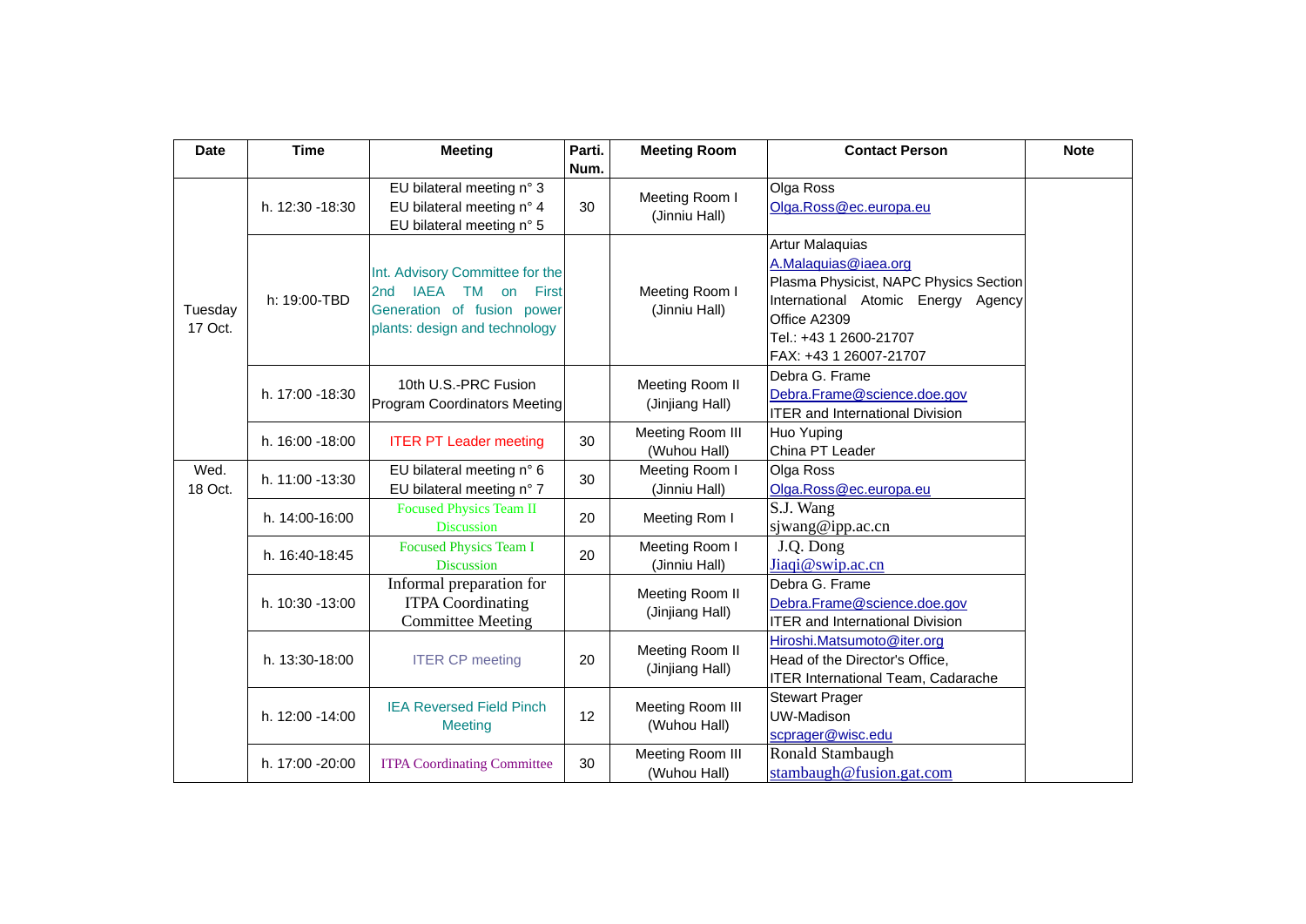| Date | Time | Meeting | Parti. Num. | Meeting Room | Contact Person | Note |
|---|---|---|---|---|---|---|
| Tuesday 17 Oct. | h. 12:30 -18:30 | EU bilateral meeting n° 3<br>EU bilateral meeting n° 4<br>EU bilateral meeting n° 5 | 30 | Meeting Room I (Jinniu Hall) | Olga Ross<br>Olga.Ross@ec.europa.eu | |
| | h: 19:00-TBD | Int. Advisory Committee for the 2nd IAEA TM on First Generation of fusion power plants: design and technology | | Meeting Room I (Jinniu Hall) | Artur Malaquias<br>A.Malaquias@iaea.org<br>Plasma Physicist, NAPC Physics Section<br>International Atomic Energy Agency<br>Office A2309<br>Tel.: +43 1 2600-21707<br>FAX: +43 1 26007-21707 | |
| | h. 17:00 -18:30 | 10th U.S.-PRC Fusion Program Coordinators Meeting | | Meeting Room II (Jinjiang Hall) | Debra G. Frame<br>Debra.Frame@science.doe.gov<br>ITER and International Division | |
| | h. 16:00 -18:00 | ITER PT Leader meeting | 30 | Meeting Room III (Wuhou Hall) | Huo Yuping<br>China PT Leader | |
| Wed. 18 Oct. | h. 11:00 -13:30 | EU bilateral meeting n° 6<br>EU bilateral meeting n° 7 | 30 | Meeting Room I (Jinniu Hall) | Olga Ross<br>Olga.Ross@ec.europa.eu | |
| | h. 14:00-16:00 | Focused Physics Team II Discussion | 20 | Meeting Rom I | S.J. Wang<br>sjwang@ipp.ac.cn | |
| | h. 16:40-18:45 | Focused Physics Team I Discussion | 20 | Meeting Room I (Jinniu Hall) | J.Q. Dong<br>Jiaqi@swip.ac.cn | |
| | h. 10:30 -13:00 | Informal preparation for ITPA Coordinating Committee Meeting | | Meeting Room II (Jinjiang Hall) | Debra G. Frame<br>Debra.Frame@science.doe.gov<br>ITER and International Division | |
| | h. 13:30-18:00 | ITER CP meeting | 20 | Meeting Room II (Jinjiang Hall) | Hiroshi.Matsumoto@iter.org<br>Head of the Director's Office,<br>ITER International Team, Cadarache | |
| | h. 12:00 -14:00 | IEA Reversed Field Pinch Meeting | 12 | Meeting Room III (Wuhou Hall) | Stewart Prager<br>UW-Madison<br>scprager@wisc.edu | |
| | h. 17:00 -20:00 | ITPA Coordinating Committee | 30 | Meeting Room III (Wuhou Hall) | Ronald Stambaugh<br>stambaugh@fusion.gat.com | |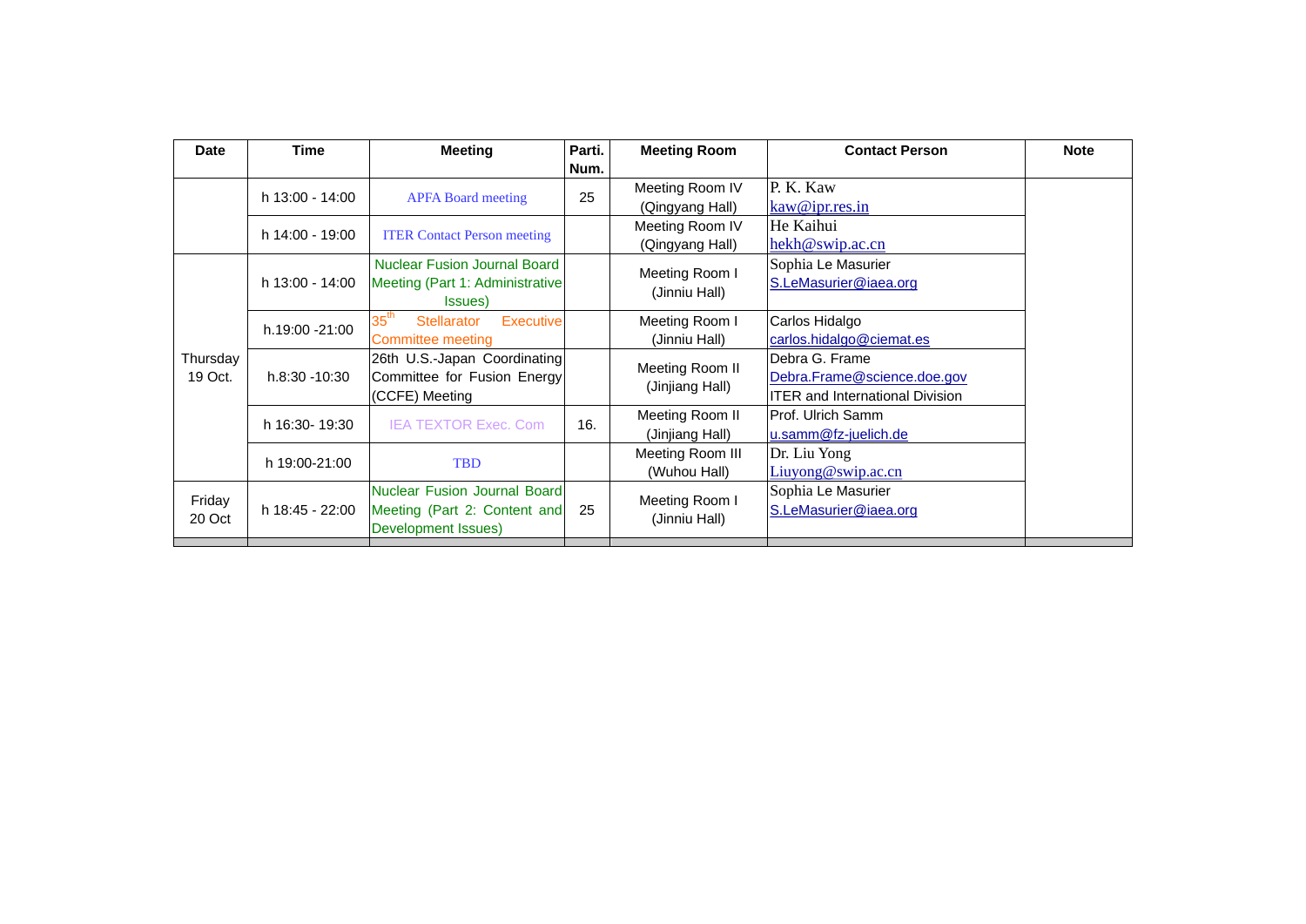| Date | Time | Meeting | Parti. Num. | Meeting Room | Contact Person | Note |
|---|---|---|---|---|---|---|
| | h 13:00 - 14:00 | APFA Board meeting | 25 | Meeting Room IV (Qingyang Hall) | P. K. Kaw kaw@ipr.res.in | |
| | h 14:00 - 19:00 | ITER Contact Person meeting | | Meeting Room IV (Qingyang Hall) | He Kaihui hekh@swip.ac.cn | |
| Thursday 19 Oct. | h 13:00 - 14:00 | Nuclear Fusion Journal Board Meeting (Part 1: Administrative Issues) | | Meeting Room I (Jinniu Hall) | Sophia Le Masurier S.LeMasurier@iaea.org | |
| | h.19:00 -21:00 | 35th Stellarator Executive Committee meeting | | Meeting Room I (Jinniu Hall) | Carlos Hidalgo carlos.hidalgo@ciemat.es | |
| | h.8:30 -10:30 | 26th U.S.-Japan Coordinating Committee for Fusion Energy (CCFE) Meeting | | Meeting Room II (Jinjiang Hall) | Debra G. Frame Debra.Frame@science.doe.gov ITER and International Division | |
| | h 16:30- 19:30 | IEA TEXTOR Exec. Com | 16. | Meeting Room II (Jinjiang Hall) | Prof. Ulrich Samm u.samm@fz-juelich.de | |
| | h 19:00-21:00 | TBD | | Meeting Room III (Wuhou Hall) | Dr. Liu Yong Liuyong@swip.ac.cn | |
| Friday 20 Oct | h 18:45 - 22:00 | Nuclear Fusion Journal Board Meeting (Part 2: Content and Development Issues) | 25 | Meeting Room I (Jinniu Hall) | Sophia Le Masurier S.LeMasurier@iaea.org | |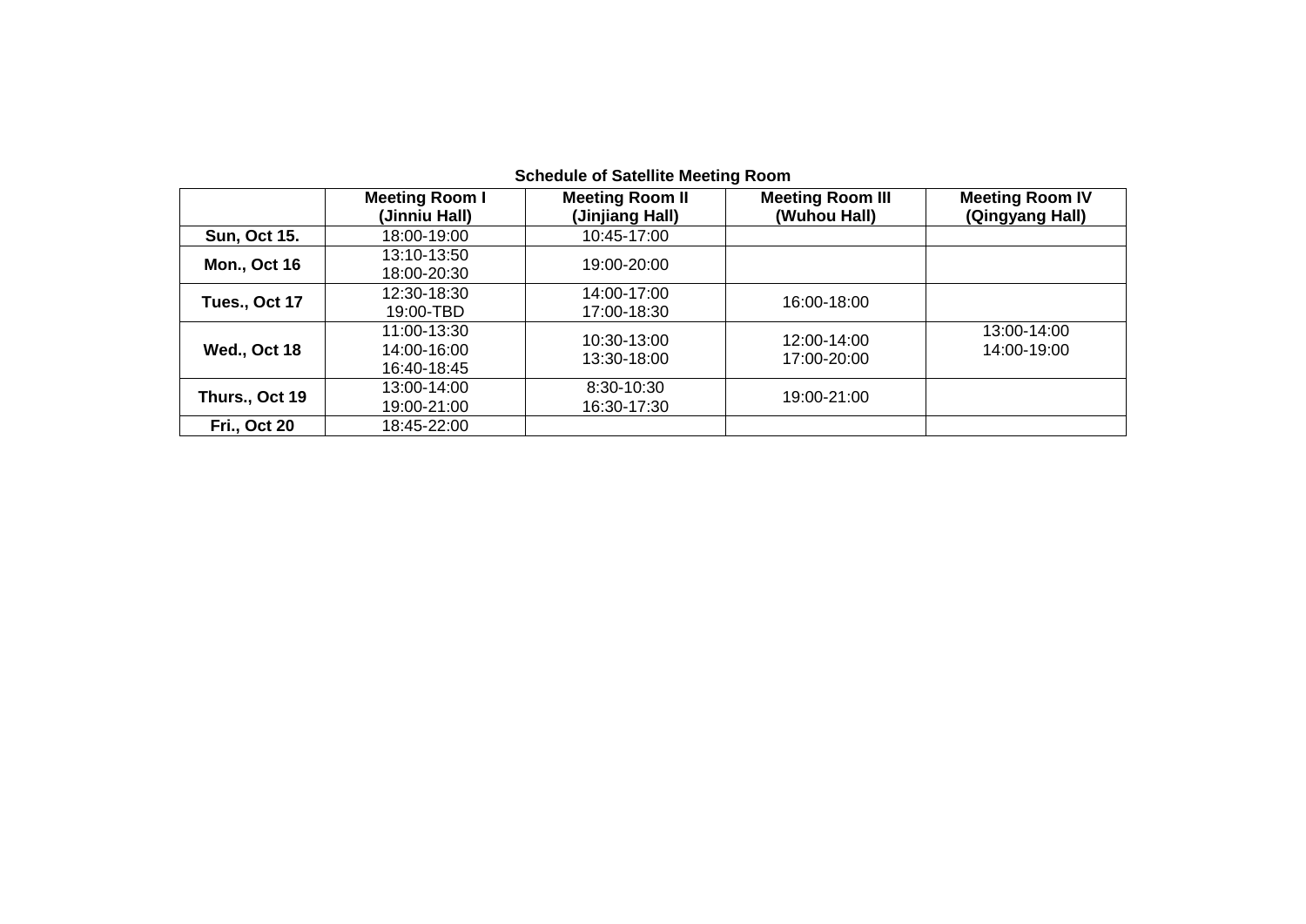**Schedule of Satellite Meeting Room**

| | **Meeting Room I (Jinniu Hall)** | **Meeting Room II (Jinjiang Hall)** | **Meeting Room III (Wuhou Hall)** | **Meeting Room IV (Qingyang Hall)** |
|---|---|---|---|---|
| **Sun, Oct 15.** | 18:00-19:00 | 10:45-17:00 | | |
| **Mon., Oct 16** | 13:10-13:50<br>18:00-20:30 | 19:00-20:00 | | |
| **Tues., Oct 17** | 12:30-18:30<br>19:00-TBD | 14:00-17:00<br>17:00-18:30 | 16:00-18:00 | |
| **Wed., Oct 18** | 11:00-13:30<br>14:00-16:00<br>16:40-18:45 | 10:30-13:00<br>13:30-18:00 | 12:00-14:00<br>17:00-20:00 | 13:00-14:00<br>14:00-19:00 |
| **Thurs., Oct 19** | 13:00-14:00<br>19:00-21:00 | 8:30-10:30<br>16:30-17:30 | 19:00-21:00 | |
| **Fri., Oct 20** | 18:45-22:00 | | | |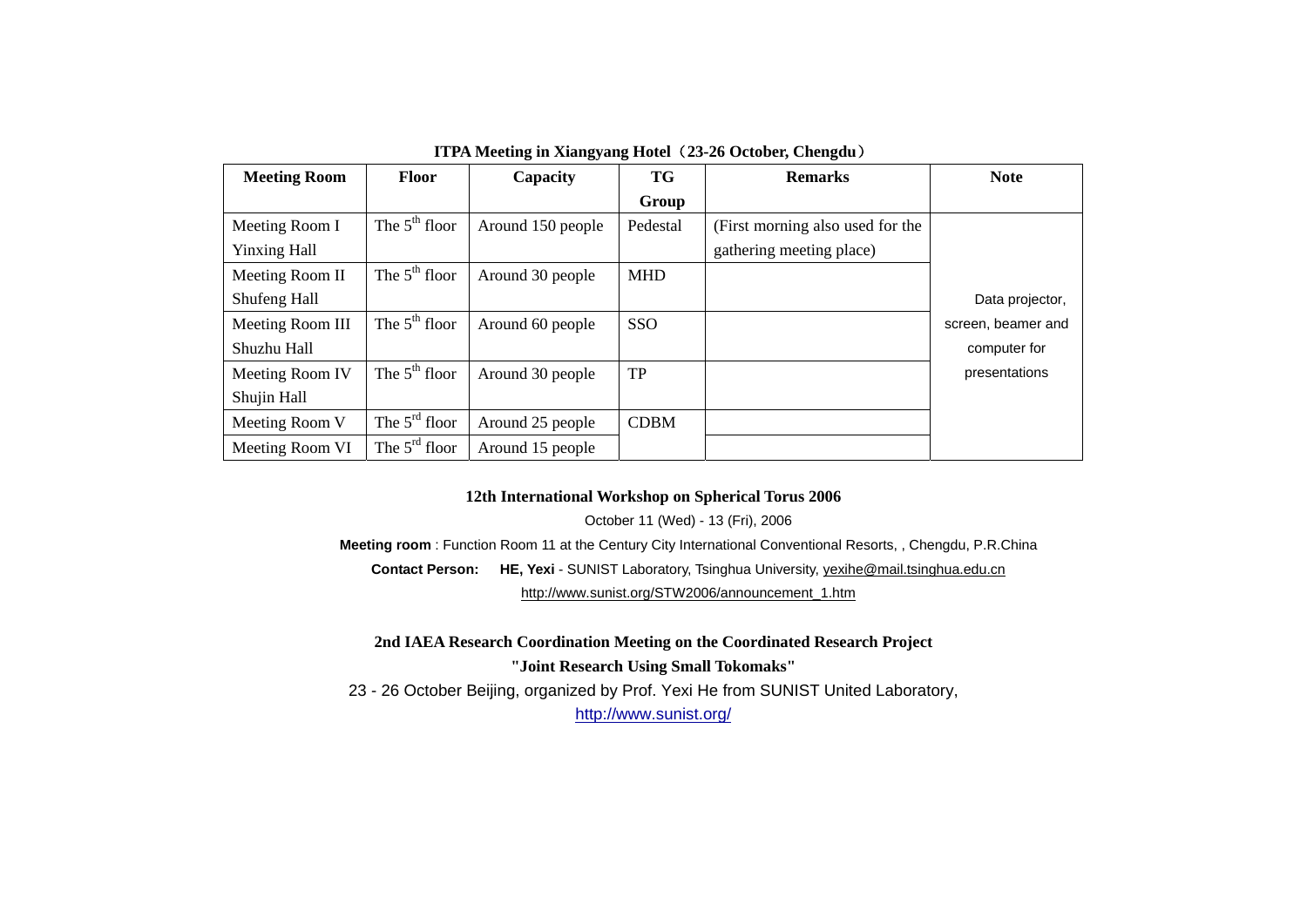**ITPA Meeting in Xiangyang Hotel（23-26 October, Chengdu）**

| Meeting Room | Floor | Capacity | TG Group | Remarks | Note |
|---|---|---|---|---|---|
| Meeting Room I Yinxing Hall | The 5th floor | Around 150 people | Pedestal | (First morning also used for the gathering meeting place) | Data projector, screen, beamer and computer for presentations |
| Meeting Room II Shufeng Hall | The 5th floor | Around 30 people | MHD | | |
| Meeting Room III Shuzhu Hall | The 5th floor | Around 60 people | SSO | | |
| Meeting Room IV Shujin Hall | The 5th floor | Around 30 people | TP | | |
| Meeting Room V | The 5rd floor | Around 25 people | CDBM | | |
| Meeting Room VI | The 5rd floor | Around 15 people | | | |

**12th International Workshop on Spherical Torus 2006**

October 11 (Wed) - 13 (Fri), 2006

**Meeting room** : Function Room 11 at the Century City International Conventional Resorts, , Chengdu, P.R.China

**Contact Person: HE, Yexi** - SUNIST Laboratory, Tsinghua University, yexihe@mail.tsinghua.edu.cn

http://www.sunist.org/STW2006/announcement_1.htm

**2nd IAEA Research Coordination Meeting on the Coordinated Research Project "Joint Research Using Small Tokomaks"**

23 - 26 October Beijing, organized by Prof. Yexi He from SUNIST United Laboratory,

http://www.sunist.org/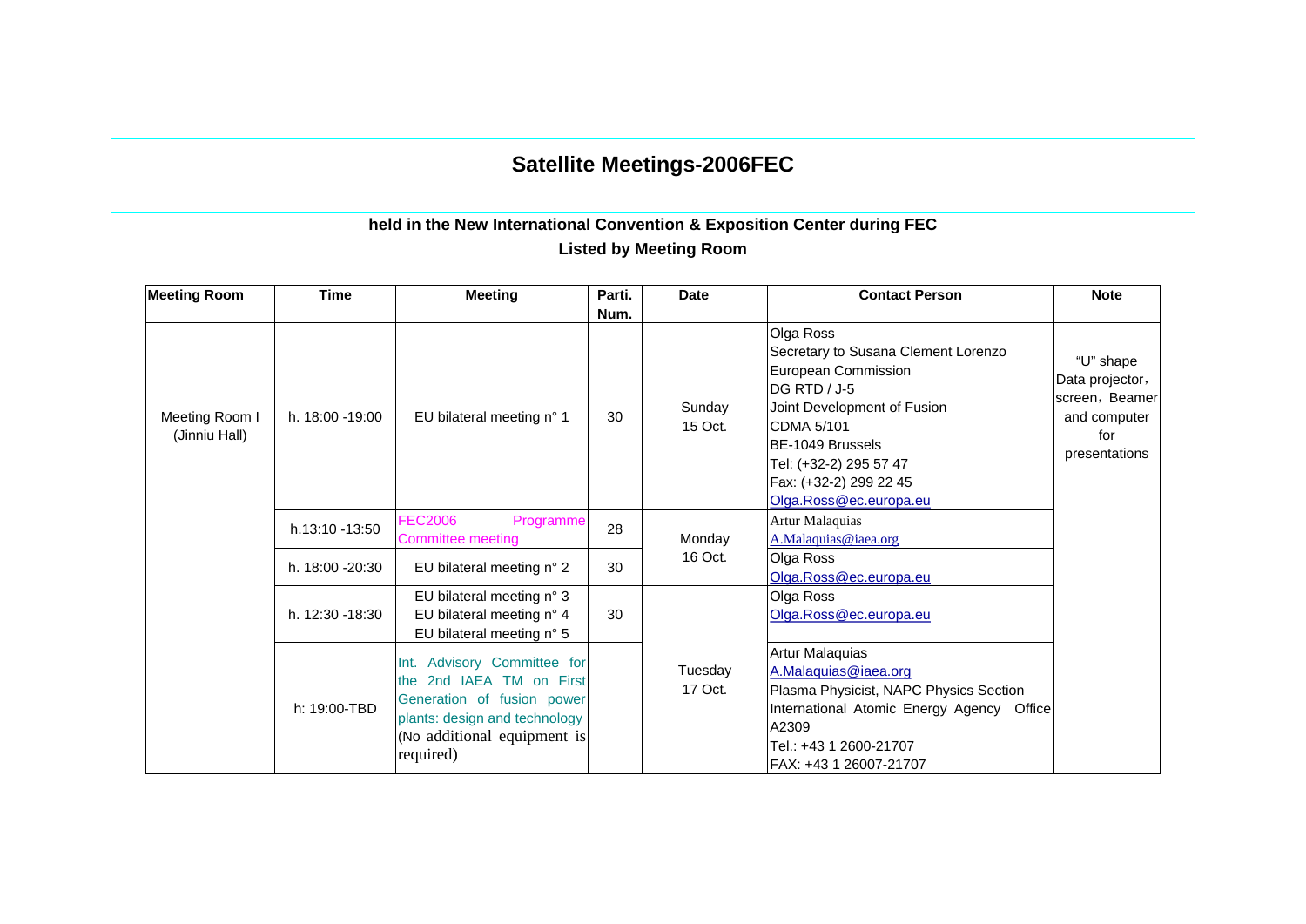# Satellite Meetings-2006FEC

**held in the New International Convention & Exposition Center during FEC**

**Listed by Meeting Room**

| Meeting Room | Time | Meeting | Parti. Num. | Date | Contact Person | Note |
|---|---|---|---|---|---|---|
| Meeting Room I (Jinniu Hall) | h. 18:00 -19:00 | EU bilateral meeting n° 1 | 30 | Sunday 15 Oct. | Olga Ross<br>Secretary to Susana Clement Lorenzo<br>European Commission<br>DG RTD / J-5<br>Joint Development of Fusion<br>CDMA 5/101<br>BE-1049 Brussels<br>Tel: (+32-2) 295 57 47<br>Fax: (+32-2) 299 22 45<br>Olga.Ross@ec.europa.eu | "U" shape<br>Data projector，screen，Beamer and computer for presentations |
| | h.13:10 -13:50 | FEC2006 Programme Committee meeting | 28 | Monday 16 Oct. | Artur Malaquias<br>A.Malaquias@iaea.org | |
| | h. 18:00 -20:30 | EU bilateral meeting n° 2 | 30 | | Olga Ross<br>Olga.Ross@ec.europa.eu | |
| | h. 12:30 -18:30 | EU bilateral meeting n° 3<br>EU bilateral meeting n° 4<br>EU bilateral meeting n° 5 | 30 | Tuesday 17 Oct. | Olga Ross<br>Olga.Ross@ec.europa.eu | |
| | h: 19:00-TBD | Int. Advisory Committee for the 2nd IAEA TM on First Generation of fusion power plants: design and technology (No additional equipment is required) | | | Artur Malaquias<br>A.Malaquias@iaea.org<br>Plasma Physicist, NAPC Physics Section<br>International Atomic Energy Agency Office A2309<br>Tel.: +43 1 2600-21707<br>FAX: +43 1 26007-21707 | |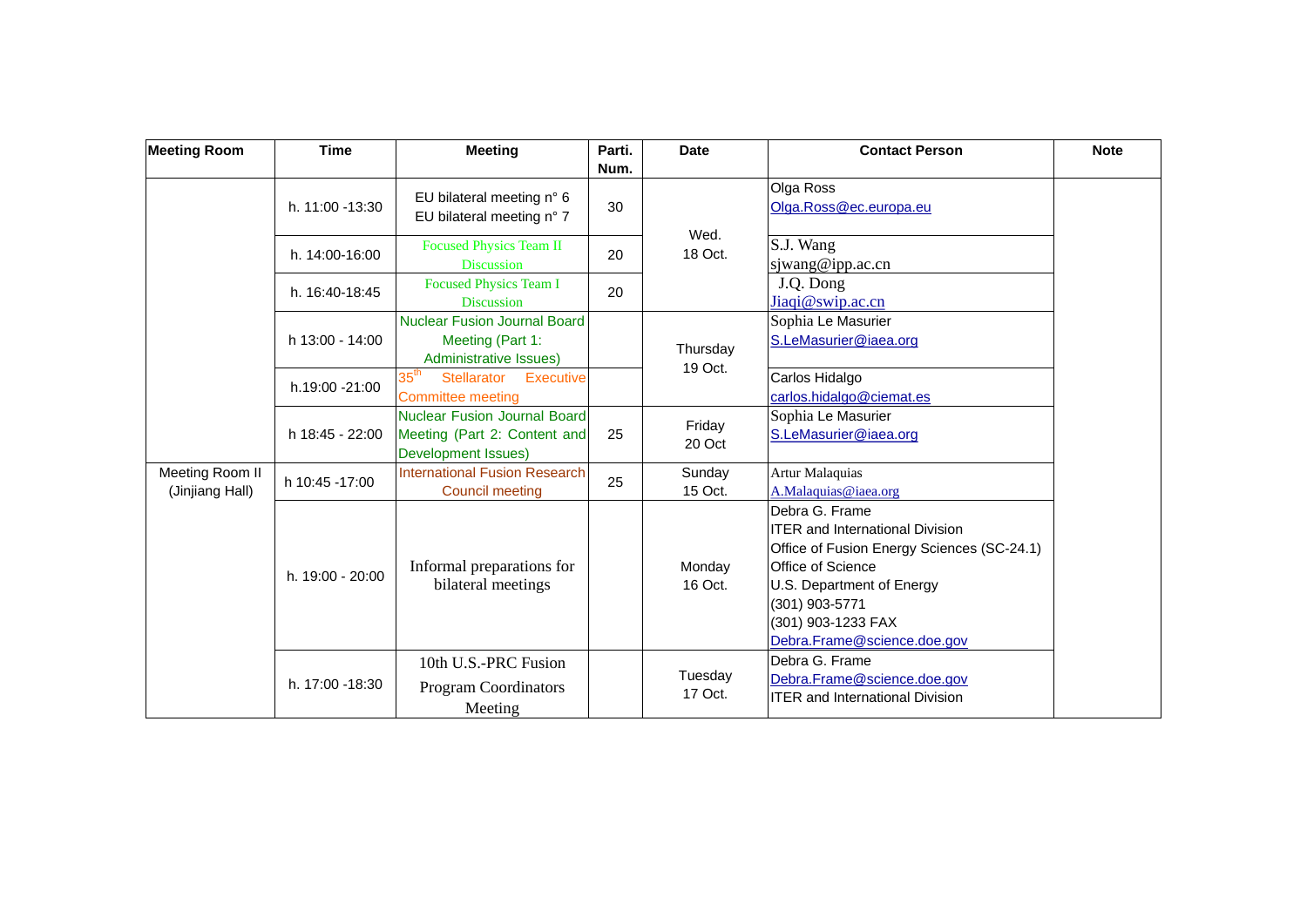| Meeting Room | Time | Meeting | Parti. Num. | Date | Contact Person | Note |
|---|---|---|---|---|---|---|
| | h. 11:00 -13:30 | EU bilateral meeting n° 6<br>EU bilateral meeting n° 7 | 30 | Wed.<br>18 Oct. | Olga Ross<br>Olga.Ross@ec.europa.eu | |
| | h. 14:00-16:00 | Focused Physics Team II Discussion | 20 | | S.J. Wang<br>sjwang@ipp.ac.cn | |
| | h. 16:40-18:45 | Focused Physics Team I Discussion | 20 | | J.Q. Dong<br>Jiaqi@swip.ac.cn | |
| | h 13:00 - 14:00 | Nuclear Fusion Journal Board Meeting (Part 1: Administrative Issues) | | Thursday<br>19 Oct. | Sophia Le Masurier<br>S.LeMasurier@iaea.org | |
| | h.19:00 -21:00 | 35th Stellarator Executive Committee meeting | | | Carlos Hidalgo<br>carlos.hidalgo@ciemat.es | |
| | h 18:45 - 22:00 | Nuclear Fusion Journal Board Meeting (Part 2: Content and Development Issues) | 25 | Friday<br>20 Oct | Sophia Le Masurier<br>S.LeMasurier@iaea.org | |
| Meeting Room II (Jinjiang Hall) | h 10:45 -17:00 | International Fusion Research Council meeting | 25 | Sunday<br>15 Oct. | Artur Malaquias<br>A.Malaquias@iaea.org | |
| | h. 19:00 - 20:00 | Informal preparations for bilateral meetings | | Monday<br>16 Oct. | Debra G. Frame<br>ITER and International Division<br>Office of Fusion Energy Sciences (SC-24.1)<br>Office of Science<br>U.S. Department of Energy<br>(301) 903-5771<br>(301) 903-1233 FAX<br>Debra.Frame@science.doe.gov | |
| | h. 17:00 -18:30 | 10th U.S.-PRC Fusion Program Coordinators Meeting | | Tuesday<br>17 Oct. | Debra G. Frame<br>Debra.Frame@science.doe.gov<br>ITER and International Division | |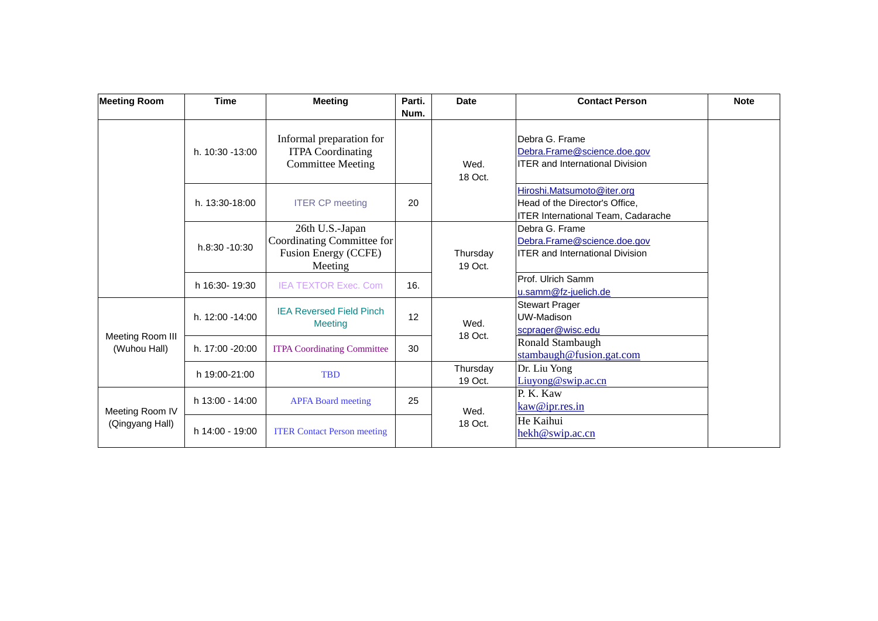| Meeting Room | Time | Meeting | Parti. Num. | Date | Contact Person | Note |
|---|---|---|---|---|---|---|
| | h. 10:30 -13:00 | Informal preparation for ITPA Coordinating Committee Meeting | | Wed. 18 Oct. | Debra G. Frame Debra.Frame@science.doe.gov ITER and International Division | |
| | h. 13:30-18:00 | ITER CP meeting | 20 | | Hiroshi.Matsumoto@iter.org Head of the Director's Office, ITER International Team, Cadarache | |
| | h.8:30 -10:30 | 26th U.S.-Japan Coordinating Committee for Fusion Energy (CCFE) Meeting | | Thursday 19 Oct. | Debra G. Frame Debra.Frame@science.doe.gov ITER and International Division | |
| | h 16:30- 19:30 | IEA TEXTOR Exec. Com | 16. | | Prof. Ulrich Samm u.samm@fz-juelich.de | |
| Meeting Room III (Wuhou Hall) | h. 12:00 -14:00 | IEA Reversed Field Pinch Meeting | 12 | Wed. 18 Oct. | Stewart Prager UW-Madison scprager@wisc.edu | |
| | h. 17:00 -20:00 | ITPA Coordinating Committee | 30 | | Ronald Stambaugh stambaugh@fusion.gat.com | |
| | h 19:00-21:00 | TBD | | Thursday 19 Oct. | Dr. Liu Yong Liuyong@swip.ac.cn | |
| Meeting Room IV (Qingyang Hall) | h 13:00 - 14:00 | APFA Board meeting | 25 | Wed. 18 Oct. | P. K. Kaw kaw@ipr.res.in | |
| | h 14:00 - 19:00 | ITER Contact Person meeting | | | He Kaihui hekh@swip.ac.cn | |